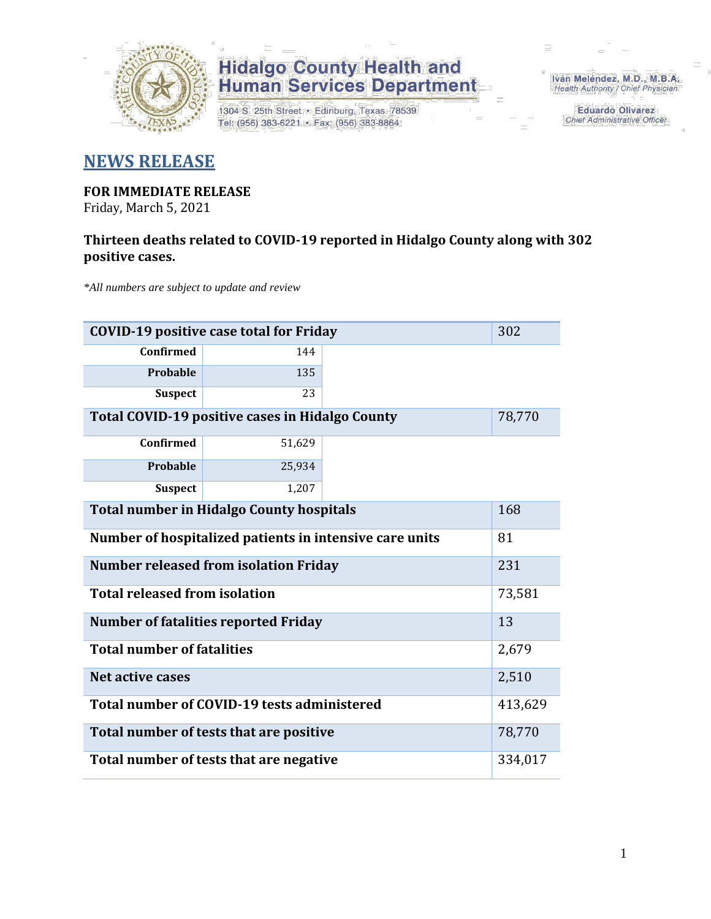Hidalgo County Health and Human Services Department

1304 S. 25th Street • Edinburg, Texas 78539
Tel: (956) 383-6221 • Fax: (956) 383-8864

Iván Meléndez, M.D., M.B.A.
Health Authority / Chief Physician

Eduardo Olivarez
Chief Administrative Officer

# NEWS RELEASE

**FOR IMMEDIATE RELEASE**
Friday, March 5, 2021

**Thirteen deaths related to COVID-19 reported in Hidalgo County along with 302 positive cases.**

*\*All numbers are subject to update and review*

| | | | |
|---|---|---|---|
| **COVID-19 positive case total for Friday** | | | 302 |
| **Confirmed** | 144 | | |
| **Probable** | 135 | | |
| **Suspect** | 23 | | |
| **Total COVID-19 positive cases in Hidalgo County** | | | 78,770 |
| **Confirmed** | 51,629 | | |
| **Probable** | 25,934 | | |
| **Suspect** | 1,207 | | |
| **Total number in Hidalgo County hospitals** | | | 168 |
| **Number of hospitalized patients in intensive care units** | | | 81 |
| **Number released from isolation Friday** | | | 231 |
| **Total released from isolation** | | | 73,581 |
| **Number of fatalities reported Friday** | | | 13 |
| **Total number of fatalities** | | | 2,679 |
| **Net active cases** | | | 2,510 |
| **Total number of COVID-19 tests administered** | | | 413,629 |
| **Total number of tests that are positive** | | | 78,770 |
| **Total number of tests that are negative** | | | 334,017 |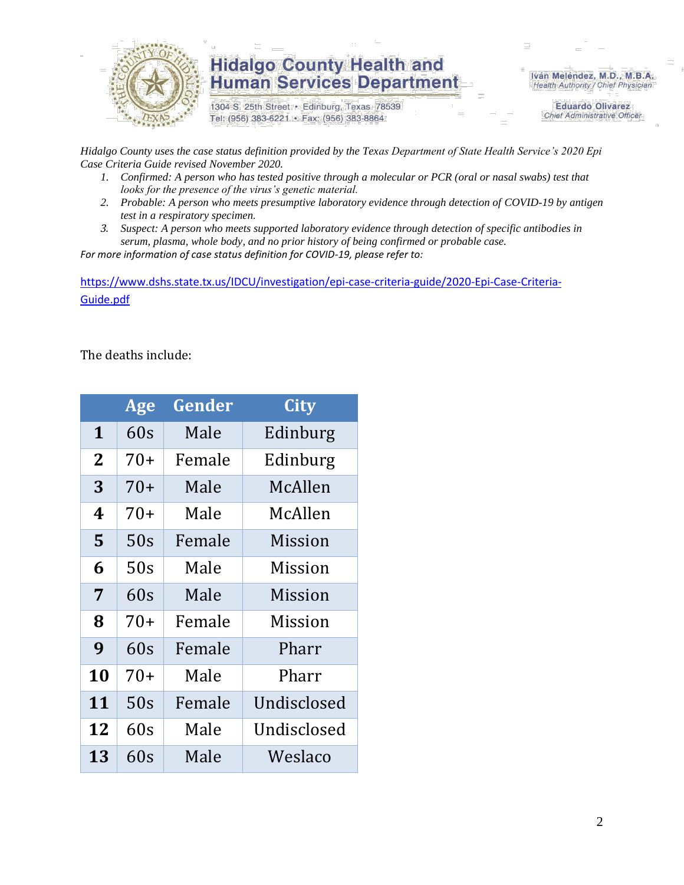# Hidalgo County Health and Human Services Department

1304 S. 25th Street • Edinburg, Texas 78539
Tel: (956) 383-6221 • Fax: (956) 383-8864

Iván Meléndez, M.D., M.B.A.
*Health Authority / Chief Physician*

Eduardo Olivarez
*Chief Administrative Officer*

*Hidalgo County uses the case status definition provided by the Texas Department of State Health Service's 2020 Epi Case Criteria Guide revised November 2020.*

1. *Confirmed: A person who has tested positive through a molecular or PCR (oral or nasal swabs) test that looks for the presence of the virus's genetic material.*
2. *Probable: A person who meets presumptive laboratory evidence through detection of COVID-19 by antigen test in a respiratory specimen.*
3. *Suspect: A person who meets supported laboratory evidence through detection of specific antibodies in serum, plasma, whole body, and no prior history of being confirmed or probable case.*

*For more information of case status definition for COVID-19, please refer to:*

https://www.dshs.state.tx.us/IDCU/investigation/epi-case-criteria-guide/2020-Epi-Case-Criteria-Guide.pdf

The deaths include:

| | Age | Gender | City |
|---|---|---|---|
| **1** | 60s | Male | Edinburg |
| **2** | 70+ | Female | Edinburg |
| **3** | 70+ | Male | McAllen |
| **4** | 70+ | Male | McAllen |
| **5** | 50s | Female | Mission |
| **6** | 50s | Male | Mission |
| **7** | 60s | Male | Mission |
| **8** | 70+ | Female | Mission |
| **9** | 60s | Female | Pharr |
| **10** | 70+ | Male | Pharr |
| **11** | 50s | Female | Undisclosed |
| **12** | 60s | Male | Undisclosed |
| **13** | 60s | Male | Weslaco |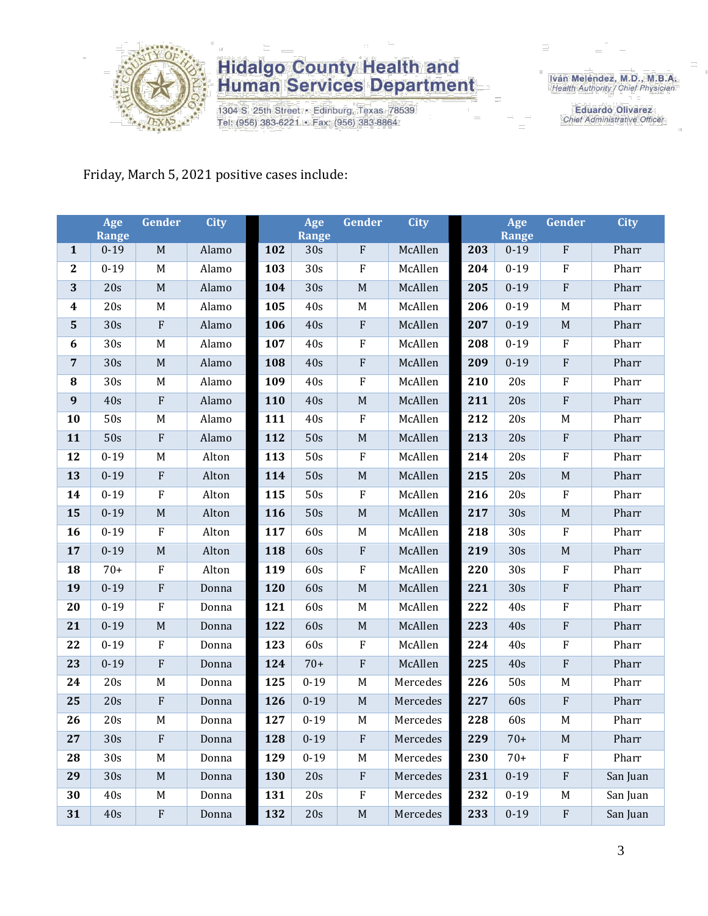Friday, March 5, 2021 positive cases include:

| | Age Range | Gender | City | | Age Range | Gender | City | | Age Range | Gender | City |
|---|---|---|---|---|---|---|---|---|---|---|---|
| 1 | 0-19 | M | Alamo | 102 | 30s | F | McAllen | 203 | 0-19 | F | Pharr |
| 2 | 0-19 | M | Alamo | 103 | 30s | F | McAllen | 204 | 0-19 | F | Pharr |
| 3 | 20s | M | Alamo | 104 | 30s | M | McAllen | 205 | 0-19 | F | Pharr |
| 4 | 20s | M | Alamo | 105 | 40s | M | McAllen | 206 | 0-19 | M | Pharr |
| 5 | 30s | F | Alamo | 106 | 40s | F | McAllen | 207 | 0-19 | M | Pharr |
| 6 | 30s | M | Alamo | 107 | 40s | F | McAllen | 208 | 0-19 | F | Pharr |
| 7 | 30s | M | Alamo | 108 | 40s | F | McAllen | 209 | 0-19 | F | Pharr |
| 8 | 30s | M | Alamo | 109 | 40s | F | McAllen | 210 | 20s | F | Pharr |
| 9 | 40s | F | Alamo | 110 | 40s | M | McAllen | 211 | 20s | F | Pharr |
| 10 | 50s | M | Alamo | 111 | 40s | F | McAllen | 212 | 20s | M | Pharr |
| 11 | 50s | F | Alamo | 112 | 50s | M | McAllen | 213 | 20s | F | Pharr |
| 12 | 0-19 | M | Alton | 113 | 50s | F | McAllen | 214 | 20s | F | Pharr |
| 13 | 0-19 | F | Alton | 114 | 50s | M | McAllen | 215 | 20s | M | Pharr |
| 14 | 0-19 | F | Alton | 115 | 50s | F | McAllen | 216 | 20s | F | Pharr |
| 15 | 0-19 | M | Alton | 116 | 50s | M | McAllen | 217 | 30s | M | Pharr |
| 16 | 0-19 | F | Alton | 117 | 60s | M | McAllen | 218 | 30s | F | Pharr |
| 17 | 0-19 | M | Alton | 118 | 60s | F | McAllen | 219 | 30s | M | Pharr |
| 18 | 70+ | F | Alton | 119 | 60s | F | McAllen | 220 | 30s | F | Pharr |
| 19 | 0-19 | F | Donna | 120 | 60s | M | McAllen | 221 | 30s | F | Pharr |
| 20 | 0-19 | F | Donna | 121 | 60s | M | McAllen | 222 | 40s | F | Pharr |
| 21 | 0-19 | M | Donna | 122 | 60s | M | McAllen | 223 | 40s | F | Pharr |
| 22 | 0-19 | F | Donna | 123 | 60s | F | McAllen | 224 | 40s | F | Pharr |
| 23 | 0-19 | F | Donna | 124 | 70+ | F | McAllen | 225 | 40s | F | Pharr |
| 24 | 20s | M | Donna | 125 | 0-19 | M | Mercedes | 226 | 50s | M | Pharr |
| 25 | 20s | F | Donna | 126 | 0-19 | M | Mercedes | 227 | 60s | F | Pharr |
| 26 | 20s | M | Donna | 127 | 0-19 | M | Mercedes | 228 | 60s | M | Pharr |
| 27 | 30s | F | Donna | 128 | 0-19 | F | Mercedes | 229 | 70+ | M | Pharr |
| 28 | 30s | M | Donna | 129 | 0-19 | M | Mercedes | 230 | 70+ | F | Pharr |
| 29 | 30s | M | Donna | 130 | 20s | F | Mercedes | 231 | 0-19 | F | San Juan |
| 30 | 40s | M | Donna | 131 | 20s | F | Mercedes | 232 | 0-19 | M | San Juan |
| 31 | 40s | F | Donna | 132 | 20s | M | Mercedes | 233 | 0-19 | F | San Juan |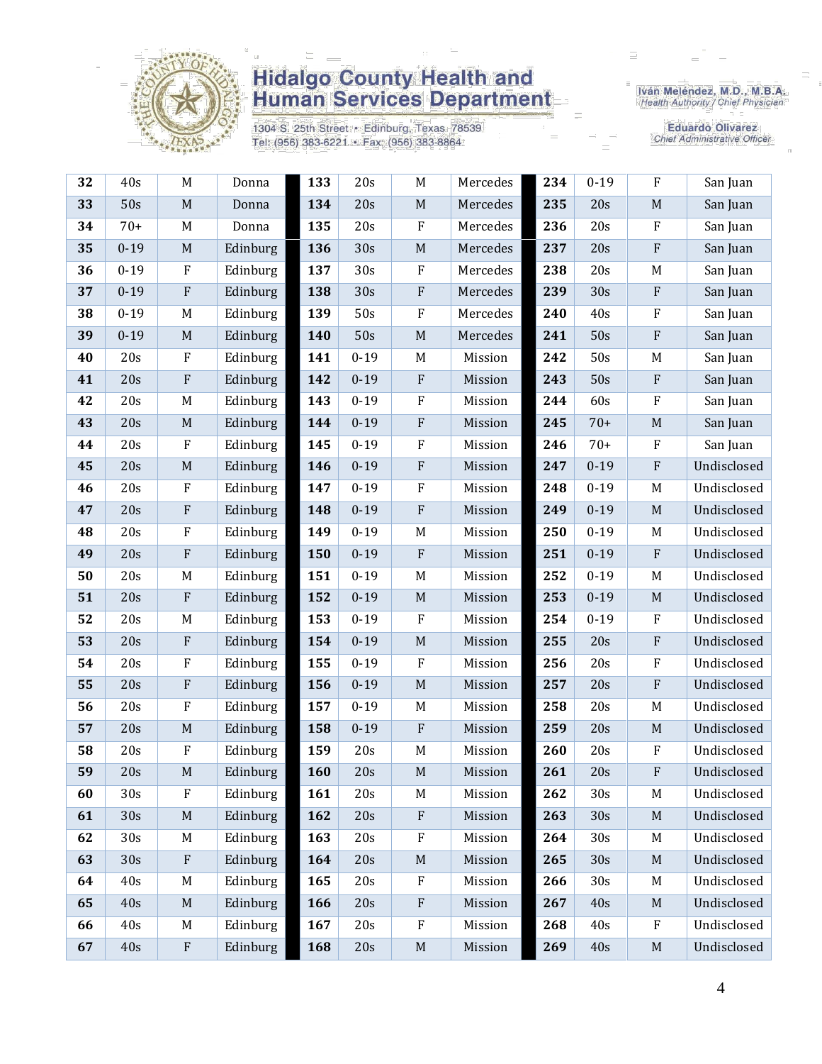| | | | |
|---|---|---|---|
| **32** | 40s | M | Donna |
| **33** | 50s | M | Donna |
| **34** | 70+ | M | Donna |
| **35** | 0-19 | M | Edinburg |
| **36** | 0-19 | F | Edinburg |
| **37** | 0-19 | F | Edinburg |
| **38** | 0-19 | M | Edinburg |
| **39** | 0-19 | M | Edinburg |
| **40** | 20s | F | Edinburg |
| **41** | 20s | F | Edinburg |
| **42** | 20s | M | Edinburg |
| **43** | 20s | M | Edinburg |
| **44** | 20s | F | Edinburg |
| **45** | 20s | M | Edinburg |
| **46** | 20s | F | Edinburg |
| **47** | 20s | F | Edinburg |
| **48** | 20s | F | Edinburg |
| **49** | 20s | F | Edinburg |
| **50** | 20s | M | Edinburg |
| **51** | 20s | F | Edinburg |
| **52** | 20s | M | Edinburg |
| **53** | 20s | F | Edinburg |
| **54** | 20s | F | Edinburg |
| **55** | 20s | F | Edinburg |
| **56** | 20s | F | Edinburg |
| **57** | 20s | M | Edinburg |
| **58** | 20s | F | Edinburg |
| **59** | 20s | M | Edinburg |
| **60** | 30s | F | Edinburg |
| **61** | 30s | M | Edinburg |
| **62** | 30s | M | Edinburg |
| **63** | 30s | F | Edinburg |
| **64** | 40s | M | Edinburg |
| **65** | 40s | M | Edinburg |
| **66** | 40s | M | Edinburg |
| **67** | 40s | F | Edinburg |
| **133** | 20s | M | Mercedes |
| **134** | 20s | M | Mercedes |
| **135** | 20s | F | Mercedes |
| **136** | 30s | M | Mercedes |
| **137** | 30s | F | Mercedes |
| **138** | 30s | F | Mercedes |
| **139** | 50s | F | Mercedes |
| **140** | 50s | M | Mercedes |
| **141** | 0-19 | M | Mission |
| **142** | 0-19 | F | Mission |
| **143** | 0-19 | F | Mission |
| **144** | 0-19 | F | Mission |
| **145** | 0-19 | F | Mission |
| **146** | 0-19 | F | Mission |
| **147** | 0-19 | F | Mission |
| **148** | 0-19 | F | Mission |
| **149** | 0-19 | M | Mission |
| **150** | 0-19 | F | Mission |
| **151** | 0-19 | M | Mission |
| **152** | 0-19 | M | Mission |
| **153** | 0-19 | F | Mission |
| **154** | 0-19 | M | Mission |
| **155** | 0-19 | F | Mission |
| **156** | 0-19 | M | Mission |
| **157** | 0-19 | M | Mission |
| **158** | 0-19 | F | Mission |
| **159** | 20s | M | Mission |
| **160** | 20s | M | Mission |
| **161** | 20s | M | Mission |
| **162** | 20s | F | Mission |
| **163** | 20s | F | Mission |
| **164** | 20s | M | Mission |
| **165** | 20s | F | Mission |
| **166** | 20s | F | Mission |
| **167** | 20s | F | Mission |
| **168** | 20s | M | Mission |
| **234** | 0-19 | F | San Juan |
| **235** | 20s | M | San Juan |
| **236** | 20s | F | San Juan |
| **237** | 20s | F | San Juan |
| **238** | 20s | M | San Juan |
| **239** | 30s | F | San Juan |
| **240** | 40s | F | San Juan |
| **241** | 50s | F | San Juan |
| **242** | 50s | M | San Juan |
| **243** | 50s | F | San Juan |
| **244** | 60s | F | San Juan |
| **245** | 70+ | M | San Juan |
| **246** | 70+ | F | San Juan |
| **247** | 0-19 | F | Undisclosed |
| **248** | 0-19 | M | Undisclosed |
| **249** | 0-19 | M | Undisclosed |
| **250** | 0-19 | M | Undisclosed |
| **251** | 0-19 | F | Undisclosed |
| **252** | 0-19 | M | Undisclosed |
| **253** | 0-19 | M | Undisclosed |
| **254** | 0-19 | F | Undisclosed |
| **255** | 20s | F | Undisclosed |
| **256** | 20s | F | Undisclosed |
| **257** | 20s | F | Undisclosed |
| **258** | 20s | M | Undisclosed |
| **259** | 20s | M | Undisclosed |
| **260** | 20s | F | Undisclosed |
| **261** | 20s | F | Undisclosed |
| **262** | 30s | M | Undisclosed |
| **263** | 30s | M | Undisclosed |
| **264** | 30s | M | Undisclosed |
| **265** | 30s | M | Undisclosed |
| **266** | 30s | M | Undisclosed |
| **267** | 40s | M | Undisclosed |
| **268** | 40s | F | Undisclosed |
| **269** | 40s | M | Undisclosed |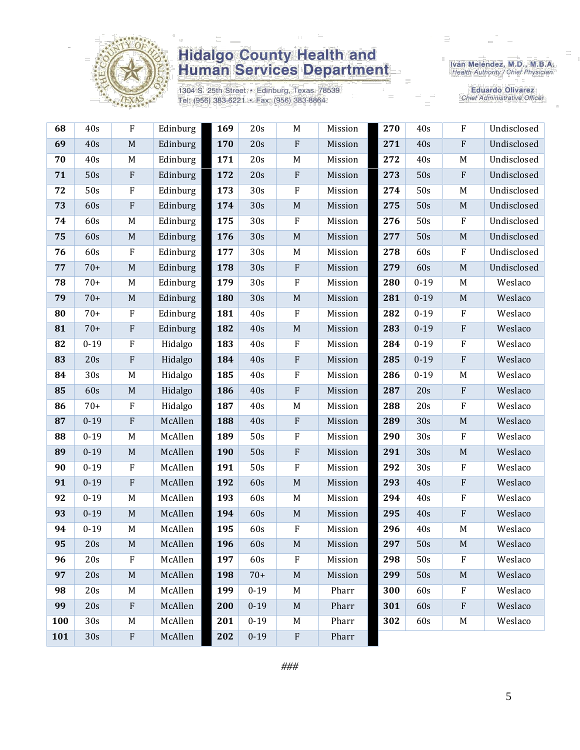| | | | | | | | | | | | |
|---|---|---|---|---|---|---|---|---|---|---|---|
| **68** | 40s | F | Edinburg | **169** | 20s | M | Mission | **270** | 40s | F | Undisclosed |
| **69** | 40s | M | Edinburg | **170** | 20s | F | Mission | **271** | 40s | F | Undisclosed |
| **70** | 40s | M | Edinburg | **171** | 20s | M | Mission | **272** | 40s | M | Undisclosed |
| **71** | 50s | F | Edinburg | **172** | 20s | F | Mission | **273** | 50s | F | Undisclosed |
| **72** | 50s | F | Edinburg | **173** | 30s | F | Mission | **274** | 50s | M | Undisclosed |
| **73** | 60s | F | Edinburg | **174** | 30s | M | Mission | **275** | 50s | M | Undisclosed |
| **74** | 60s | M | Edinburg | **175** | 30s | F | Mission | **276** | 50s | F | Undisclosed |
| **75** | 60s | M | Edinburg | **176** | 30s | M | Mission | **277** | 50s | M | Undisclosed |
| **76** | 60s | F | Edinburg | **177** | 30s | M | Mission | **278** | 60s | F | Undisclosed |
| **77** | 70+ | M | Edinburg | **178** | 30s | F | Mission | **279** | 60s | M | Undisclosed |
| **78** | 70+ | M | Edinburg | **179** | 30s | F | Mission | **280** | 0-19 | M | Weslaco |
| **79** | 70+ | M | Edinburg | **180** | 30s | M | Mission | **281** | 0-19 | M | Weslaco |
| **80** | 70+ | F | Edinburg | **181** | 40s | F | Mission | **282** | 0-19 | F | Weslaco |
| **81** | 70+ | F | Edinburg | **182** | 40s | M | Mission | **283** | 0-19 | F | Weslaco |
| **82** | 0-19 | F | Hidalgo | **183** | 40s | F | Mission | **284** | 0-19 | F | Weslaco |
| **83** | 20s | F | Hidalgo | **184** | 40s | F | Mission | **285** | 0-19 | F | Weslaco |
| **84** | 30s | M | Hidalgo | **185** | 40s | F | Mission | **286** | 0-19 | M | Weslaco |
| **85** | 60s | M | Hidalgo | **186** | 40s | F | Mission | **287** | 20s | F | Weslaco |
| **86** | 70+ | F | Hidalgo | **187** | 40s | M | Mission | **288** | 20s | F | Weslaco |
| **87** | 0-19 | F | McAllen | **188** | 40s | F | Mission | **289** | 30s | M | Weslaco |
| **88** | 0-19 | M | McAllen | **189** | 50s | F | Mission | **290** | 30s | F | Weslaco |
| **89** | 0-19 | M | McAllen | **190** | 50s | F | Mission | **291** | 30s | M | Weslaco |
| **90** | 0-19 | F | McAllen | **191** | 50s | F | Mission | **292** | 30s | F | Weslaco |
| **91** | 0-19 | F | McAllen | **192** | 60s | M | Mission | **293** | 40s | F | Weslaco |
| **92** | 0-19 | M | McAllen | **193** | 60s | M | Mission | **294** | 40s | F | Weslaco |
| **93** | 0-19 | M | McAllen | **194** | 60s | M | Mission | **295** | 40s | F | Weslaco |
| **94** | 0-19 | M | McAllen | **195** | 60s | F | Mission | **296** | 40s | M | Weslaco |
| **95** | 20s | M | McAllen | **196** | 60s | M | Mission | **297** | 50s | M | Weslaco |
| **96** | 20s | F | McAllen | **197** | 60s | F | Mission | **298** | 50s | F | Weslaco |
| **97** | 20s | M | McAllen | **198** | 70+ | M | Mission | **299** | 50s | M | Weslaco |
| **98** | 20s | M | McAllen | **199** | 0-19 | M | Pharr | **300** | 60s | F | Weslaco |
| **99** | 20s | F | McAllen | **200** | 0-19 | M | Pharr | **301** | 60s | F | Weslaco |
| **100** | 30s | M | McAllen | **201** | 0-19 | M | Pharr | **302** | 60s | M | Weslaco |
| **101** | 30s | F | McAllen | **202** | 0-19 | F | Pharr | | | | |

###